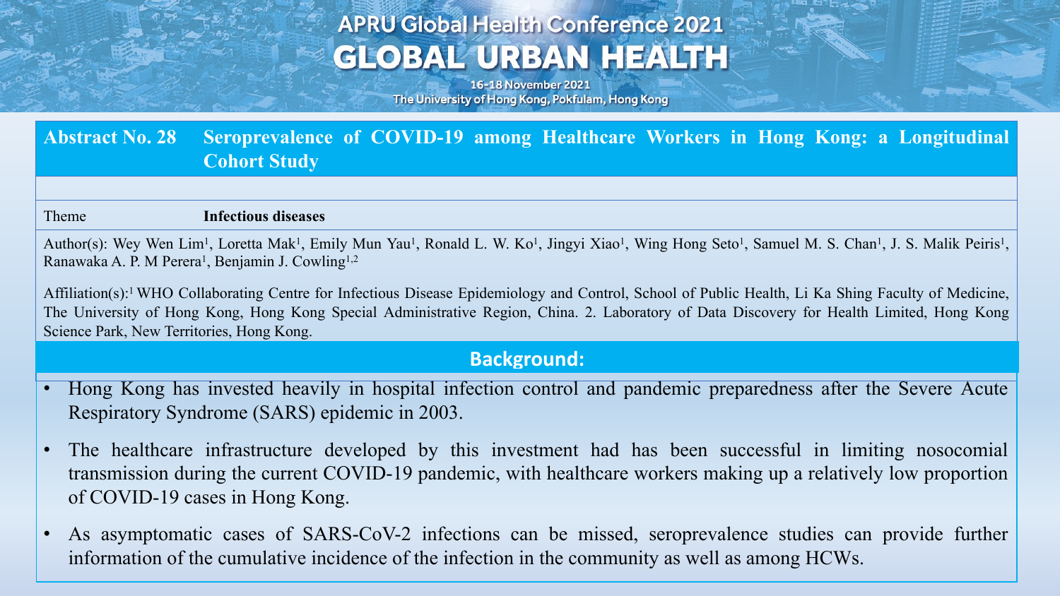APRU Global Health Conference 2021

# GLOBAL URBAN HEALTH

16-18 November 2021

The University of Hong Kong, Pokfulam, Hong Kong

## Abstract No. 28 Seroprevalence of COVID-19 among Healthcare Workers in Hong Kong: a Longitudinal Cohort Study

| Theme | Infectious diseases |
|---|---|

Author(s): Wey Wen Lim[1], Loretta Mak[1], Emily Mun Yau[1], Ronald L. W. Ko[1], Jingyi Xiao[1], Wing Hong Seto[1], Samuel M. S. Chan[1], J. S. Malik Peiris[1], Ranawaka A. P. M Perera[1], Benjamin J. Cowling[1,2]

Affiliation(s):[1] WHO Collaborating Centre for Infectious Disease Epidemiology and Control, School of Public Health, Li Ka Shing Faculty of Medicine, The University of Hong Kong, Hong Kong Special Administrative Region, China. 2. Laboratory of Data Discovery for Health Limited, Hong Kong Science Park, New Territories, Hong Kong.

## Background:

- Hong Kong has invested heavily in hospital infection control and pandemic preparedness after the Severe Acute Respiratory Syndrome (SARS) epidemic in 2003.
- The healthcare infrastructure developed by this investment had has been successful in limiting nosocomial transmission during the current COVID-19 pandemic, with healthcare workers making up a relatively low proportion of COVID-19 cases in Hong Kong.
- As asymptomatic cases of SARS-CoV-2 infections can be missed, seroprevalence studies can provide further information of the cumulative incidence of the infection in the community as well as among HCWs.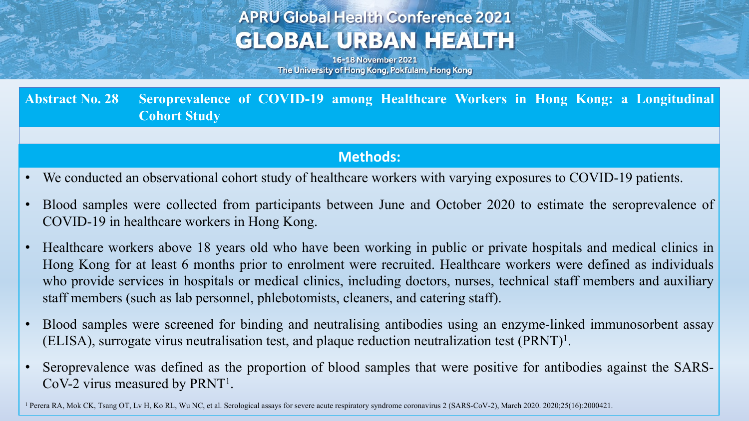## Abstract No. 28 Seroprevalence of COVID-19 among Healthcare Workers in Hong Kong: a Longitudinal Cohort Study

### Methods:

- We conducted an observational cohort study of healthcare workers with varying exposures to COVID-19 patients.
- Blood samples were collected from participants between June and October 2020 to estimate the seroprevalence of COVID-19 in healthcare workers in Hong Kong.
- Healthcare workers above 18 years old who have been working in public or private hospitals and medical clinics in Hong Kong for at least 6 months prior to enrolment were recruited. Healthcare workers were defined as individuals who provide services in hospitals or medical clinics, including doctors, nurses, technical staff members and auxiliary staff members (such as lab personnel, phlebotomists, cleaners, and catering staff).
- Blood samples were screened for binding and neutralising antibodies using an enzyme-linked immunosorbent assay (ELISA), surrogate virus neutralisation test, and plaque reduction neutralization test (PRNT)[1].
- Seroprevalence was defined as the proportion of blood samples that were positive for antibodies against the SARS-CoV-2 virus measured by PRNT[1].

[1] Perera RA, Mok CK, Tsang OT, Lv H, Ko RL, Wu NC, et al. Serological assays for severe acute respiratory syndrome coronavirus 2 (SARS-CoV-2), March 2020. 2020;25(16):2000421.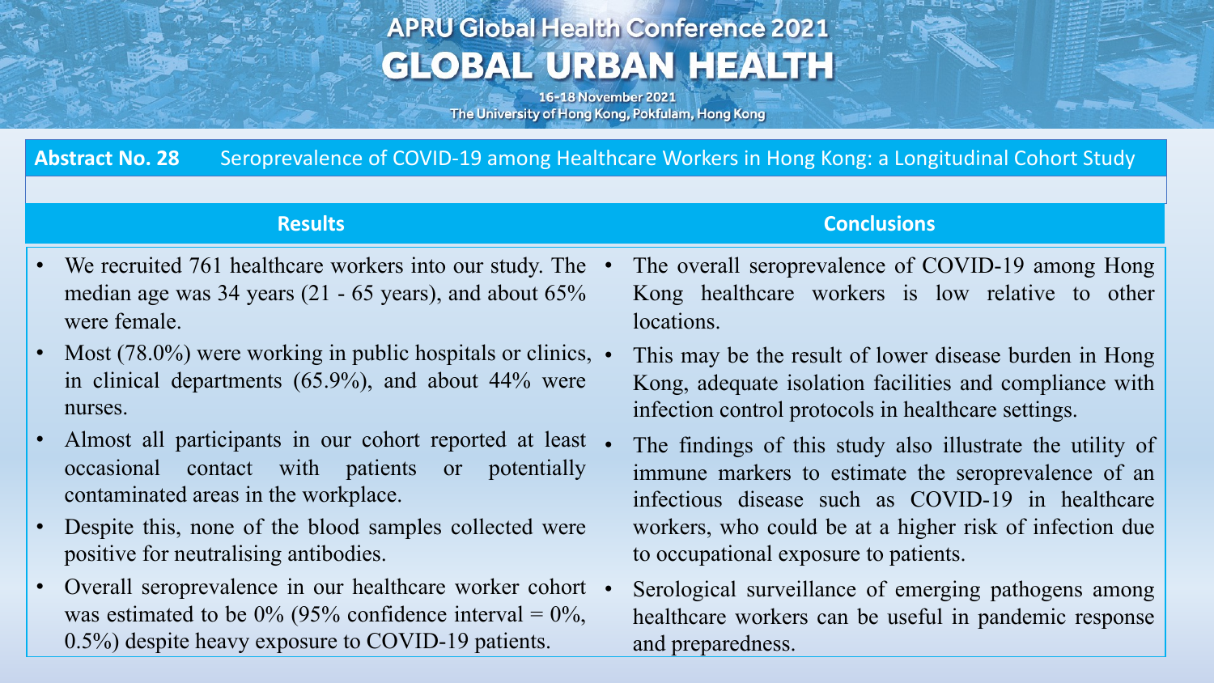Abstract No. 28 Seroprevalence of COVID-19 among Healthcare Workers in Hong Kong: a Longitudinal Cohort Study

## Results

- We recruited 761 healthcare workers into our study. The median age was 34 years (21 - 65 years), and about 65% were female.
- Most (78.0%) were working in public hospitals or clinics, in clinical departments (65.9%), and about 44% were nurses.
- Almost all participants in our cohort reported at least occasional contact with patients or potentially contaminated areas in the workplace.
- Despite this, none of the blood samples collected were positive for neutralising antibodies.
- Overall seroprevalence in our healthcare worker cohort was estimated to be 0% (95% confidence interval = 0%, 0.5%) despite heavy exposure to COVID-19 patients.

## Conclusions

- The overall seroprevalence of COVID-19 among Hong Kong healthcare workers is low relative to other locations.
- This may be the result of lower disease burden in Hong Kong, adequate isolation facilities and compliance with infection control protocols in healthcare settings.
- The findings of this study also illustrate the utility of immune markers to estimate the seroprevalence of an infectious disease such as COVID-19 in healthcare workers, who could be at a higher risk of infection due to occupational exposure to patients.
- Serological surveillance of emerging pathogens among healthcare workers can be useful in pandemic response and preparedness.